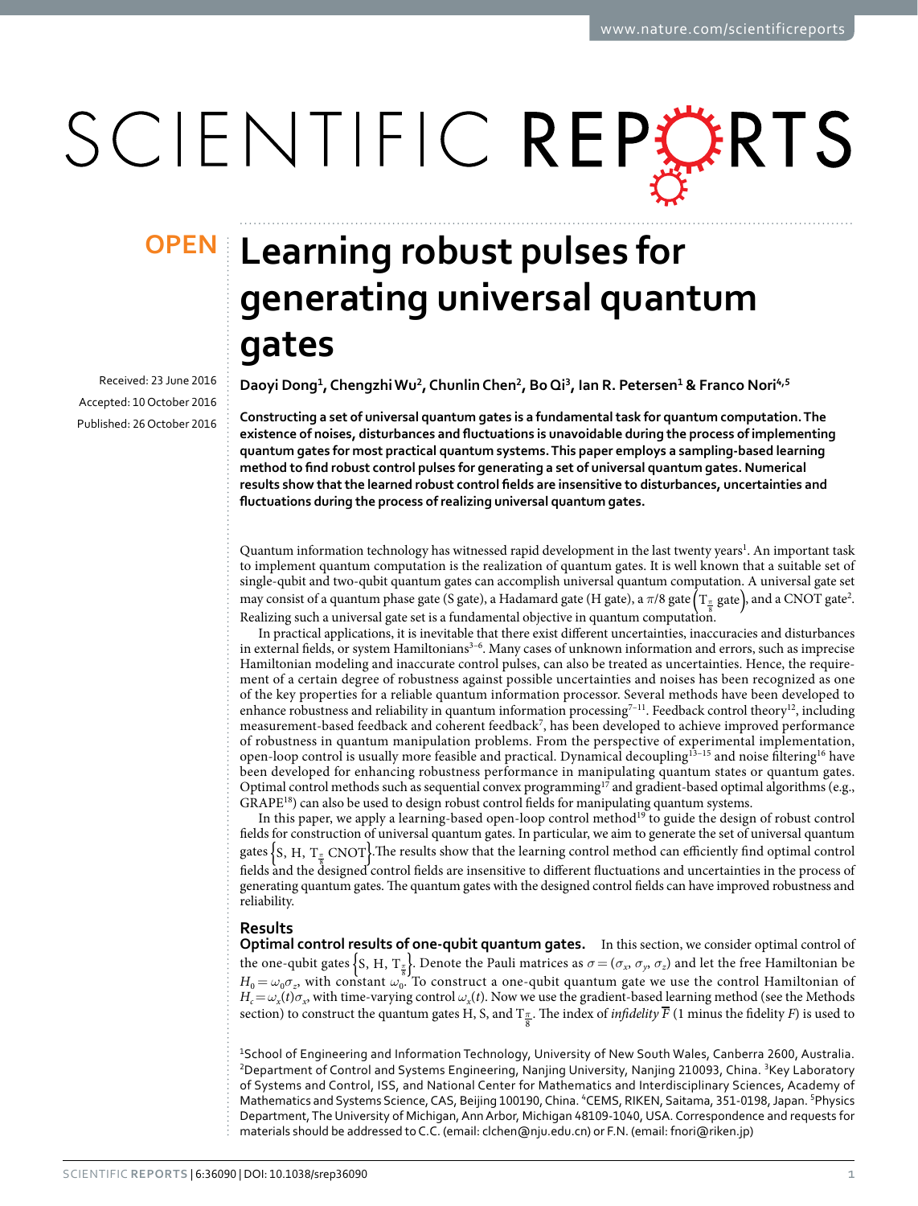OPEN

# Learning robust pulses for generating universal quantum gates

Received: 23 June 2016

Accepted: 10 October 2016

Published: 26 October 2016

**Daoyi Dong[1], Chengzhi Wu[2], Chunlin Chen[2], Bo Qi[3], Ian R. Petersen[1] & Franco Nori[4,5]**

**Constructing a set of universal quantum gates is a fundamental task for quantum computation. The existence of noises, disturbances and fluctuations is unavoidable during the process of implementing quantum gates for most practical quantum systems. This paper employs a sampling-based learning method to find robust control pulses for generating a set of universal quantum gates. Numerical results show that the learned robust control fields are insensitive to disturbances, uncertainties and fluctuations during the process of realizing universal quantum gates.**

Quantum information technology has witnessed rapid development in the last twenty years[1]. An important task to implement quantum computation is the realization of quantum gates. It is well known that a suitable set of single-qubit and two-qubit quantum gates can accomplish universal quantum computation. A universal gate set may consist of a quantum phase gate (S gate), a Hadamard gate (H gate), a $\pi/8$ gate $\left(\mathrm{T}_{\frac{\pi}{8}}\text{ gate}\right)$, and a CNOT gate[2]. Realizing such a universal gate set is a fundamental objective in quantum computation.

In practical applications, it is inevitable that there exist different uncertainties, inaccuracies and disturbances in external fields, or system Hamiltonians[3–6]. Many cases of unknown information and errors, such as imprecise Hamiltonian modeling and inaccurate control pulses, can also be treated as uncertainties. Hence, the requirement of a certain degree of robustness against possible uncertainties and noises has been recognized as one of the key properties for a reliable quantum information processor. Several methods have been developed to enhance robustness and reliability in quantum information processing[7–11]. Feedback control theory[12], including measurement-based feedback and coherent feedback[7], has been developed to achieve improved performance of robustness in quantum manipulation problems. From the perspective of experimental implementation, open-loop control is usually more feasible and practical. Dynamical decoupling[13–15] and noise filtering[16] have been developed for enhancing robustness performance in manipulating quantum states or quantum gates. Optimal control methods such as sequential convex programming[17] and gradient-based optimal algorithms (e.g., GRAPE[18]) can also be used to design robust control fields for manipulating quantum systems.

In this paper, we apply a learning-based open-loop control method[19] to guide the design of robust control fields for construction of universal quantum gates. In particular, we aim to generate the set of universal quantum gates $\left\{\mathrm{S},\ \mathrm{H},\ \mathrm{T}_{\frac{\pi}{8}}\ \mathrm{CNOT}\right\}$.The results show that the learning control method can efficiently find optimal control fields and the designed control fields are insensitive to different fluctuations and uncertainties in the process of generating quantum gates. The quantum gates with the designed control fields can have improved robustness and reliability.

## Results

**Optimal control results of one-qubit quantum gates.** In this section, we consider optimal control of the one-qubit gates $\left\{\mathrm{S},\ \mathrm{H},\ \mathrm{T}_{\frac{\pi}{8}}\right\}$. Denote the Pauli matrices as $\sigma=(\sigma_x,\sigma_y,\sigma_z)$ and let the free Hamiltonian be $H_0=\omega_0\sigma_z$, with constant $\omega_0$. To construct a one-qubit quantum gate we use the control Hamiltonian of $H_c=\omega_x(t)\sigma_x$, with time-varying control $\omega_x(t)$. Now we use the gradient-based learning method (see the Methods section) to construct the quantum gates H, S, and $\mathrm{T}_{\frac{\pi}{8}}$. The index of *infidelity* $\overline{F}$ (1 minus the fidelity $F$) is used to

[1]School of Engineering and Information Technology, University of New South Wales, Canberra 2600, Australia. [2]Department of Control and Systems Engineering, Nanjing University, Nanjing 210093, China. [3]Key Laboratory of Systems and Control, ISS, and National Center for Mathematics and Interdisciplinary Sciences, Academy of Mathematics and Systems Science, CAS, Beijing 100190, China. [4]CEMS, RIKEN, Saitama, 351-0198, Japan. [5]Physics Department, The University of Michigan, Ann Arbor, Michigan 48109-1040, USA. Correspondence and requests for materials should be addressed to C.C. (email: clchen@nju.edu.cn) or F.N. (email: fnori@riken.jp)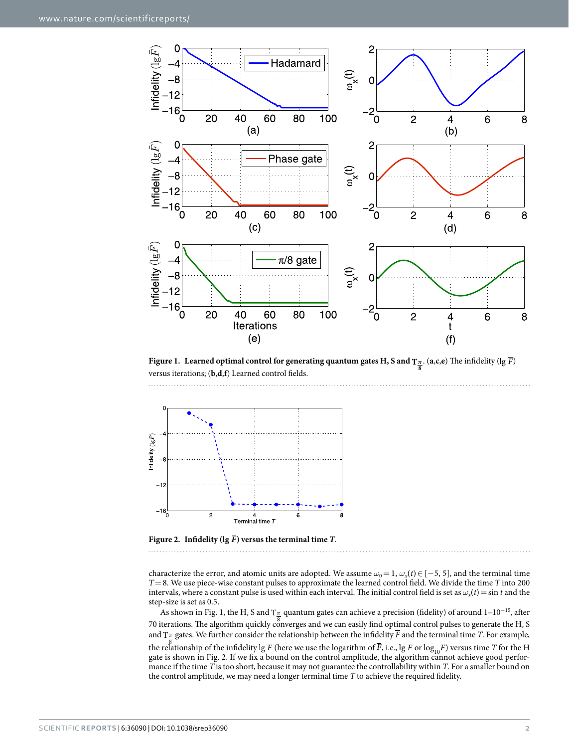**Figure 1. Learned optimal control for generating quantum gates H, S and $T_{\frac{\pi}{8}}$.** (**a**,**c**,**e**) The infidelity ($\lg \bar{F}$) versus iterations; (**b**,**d**,**f**) Learned control fields.

**Figure 2. Infidelity ($\lg \bar{F}$) versus the terminal time *T*.**

characterize the error, and atomic units are adopted. We assume $\omega_0 = 1$, $\omega_x(t) \in [-5, 5]$, and the terminal time $T = 8$. We use piece-wise constant pulses to approximate the learned control field. We divide the time $T$ into 200 intervals, where a constant pulse is used within each interval. The initial control field is set as $\omega_x(t) = \sin t$ and the step-size is set as 0.5.

As shown in Fig. 1, the H, S and $T_{\frac{\pi}{8}}$ quantum gates can achieve a precision (fidelity) of around $1-10^{-15}$, after 70 iterations. The algorithm quickly converges and we can easily find optimal control pulses to generate the H, S and $T_{\frac{\pi}{8}}$ gates. We further consider the relationship between the infidelity $\bar{F}$ and the terminal time $T$. For example, the relationship of the infidelity $\lg \bar{F}$ (here we use the logarithm of $\bar{F}$, i.e., $\lg \bar{F}$ or $\log_{10}\bar{F}$) versus time $T$ for the H gate is shown in Fig. 2. If we fix a bound on the control amplitude, the algorithm cannot achieve good performance if the time $T$ is too short, because it may not guarantee the controllability within $T$. For a smaller bound on the control amplitude, we may need a longer terminal time $T$ to achieve the required fidelity.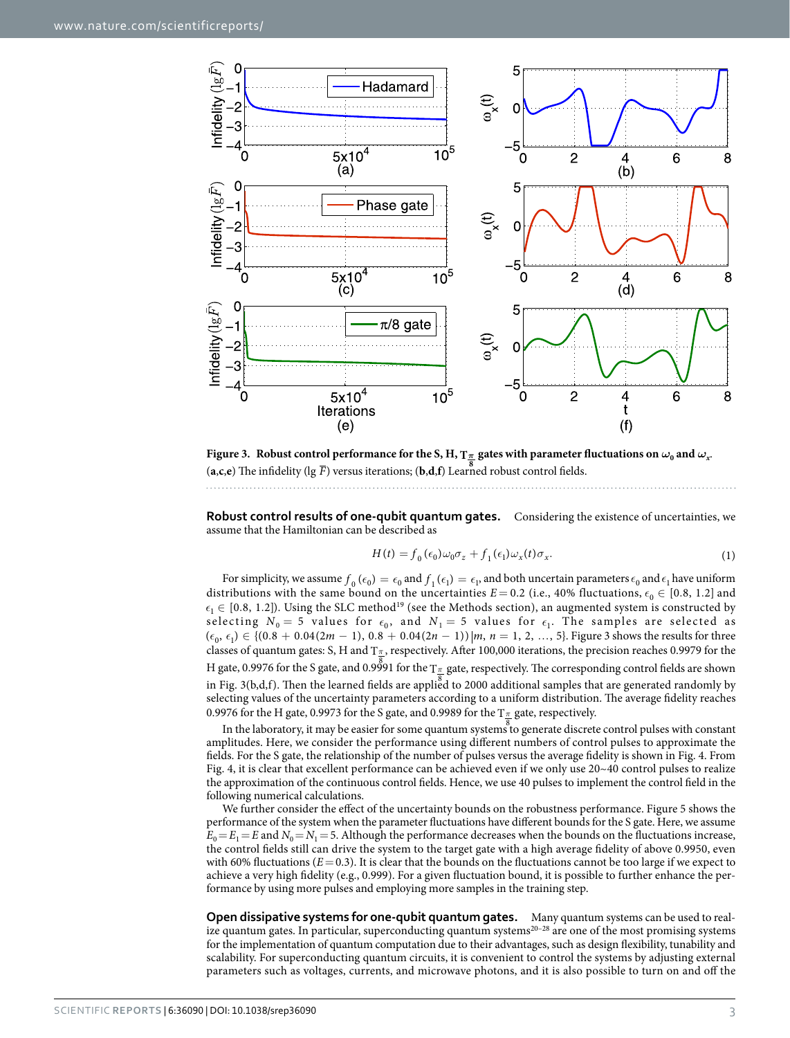**Figure 3. Robust control performance for the S, H, $T_{\frac{\pi}{8}}$ gates with parameter fluctuations on $\omega_0$ and $\omega_x$.** (**a**,**c**,**e**) The infidelity ($\lg \bar{F}$) versus iterations; (**b**,**d**,**f**) Learned robust control fields.

**Robust control results of one-qubit quantum gates.** Considering the existence of uncertainties, we assume that the Hamiltonian can be described as

$$H(t) = f_0(\epsilon_0)\omega_0\sigma_z + f_1(\epsilon_1)\omega_x(t)\sigma_x. \tag{1}$$

For simplicity, we assume $f_0(\epsilon_0) = \epsilon_0$ and $f_1(\epsilon_1) = \epsilon_1$, and both uncertain parameters $\epsilon_0$ and $\epsilon_1$ have uniform distributions with the same bound on the uncertainties $E = 0.2$ (i.e., 40% fluctuations, $\epsilon_0 \in [0.8, 1.2]$ and $\epsilon_1 \in [0.8, 1.2]$). Using the SLC method[19] (see the Methods section), an augmented system is constructed by selecting $N_0 = 5$ values for $\epsilon_0$, and $N_1 = 5$ values for $\epsilon_1$. The samples are selected as $(\epsilon_0, \epsilon_1) \in \{(0.8 + 0.04(2m - 1), 0.8 + 0.04(2n - 1)) \,|\, m, n = 1, 2, \ldots, 5\}$. Figure 3 shows the results for three classes of quantum gates: S, H and $T_{\frac{\pi}{8}}$, respectively. After 100,000 iterations, the precision reaches 0.9979 for the H gate, 0.9976 for the S gate, and 0.9991 for the $T_{\frac{\pi}{8}}$ gate, respectively. The corresponding control fields are shown in Fig. 3(b,d,f). Then the learned fields are applied to 2000 additional samples that are generated randomly by selecting values of the uncertainty parameters according to a uniform distribution. The average fidelity reaches 0.9976 for the H gate, 0.9973 for the S gate, and 0.9989 for the $T_{\frac{\pi}{8}}$ gate, respectively.

In the laboratory, it may be easier for some quantum systems to generate discrete control pulses with constant amplitudes. Here, we consider the performance using different numbers of control pulses to approximate the fields. For the S gate, the relationship of the number of pulses versus the average fidelity is shown in Fig. 4. From Fig. 4, it is clear that excellent performance can be achieved even if we only use 20~40 control pulses to realize the approximation of the continuous control fields. Hence, we use 40 pulses to implement the control field in the following numerical calculations.

We further consider the effect of the uncertainty bounds on the robustness performance. Figure 5 shows the performance of the system when the parameter fluctuations have different bounds for the S gate. Here, we assume $E_0 = E_1 = E$ and $N_0 = N_1 = 5$. Although the performance decreases when the bounds on the fluctuations increase, the control fields still can drive the system to the target gate with a high average fidelity of above 0.9950, even with 60% fluctuations ($E = 0.3$). It is clear that the bounds on the fluctuations cannot be too large if we expect to achieve a very high fidelity (e.g., 0.999). For a given fluctuation bound, it is possible to further enhance the performance by using more pulses and employing more samples in the training step.

**Open dissipative systems for one-qubit quantum gates.** Many quantum systems can be used to realize quantum gates. In particular, superconducting quantum systems[20–28] are one of the most promising systems for the implementation of quantum computation due to their advantages, such as design flexibility, tunability and scalability. For superconducting quantum circuits, it is convenient to control the systems by adjusting external parameters such as voltages, currents, and microwave photons, and it is also possible to turn on and off the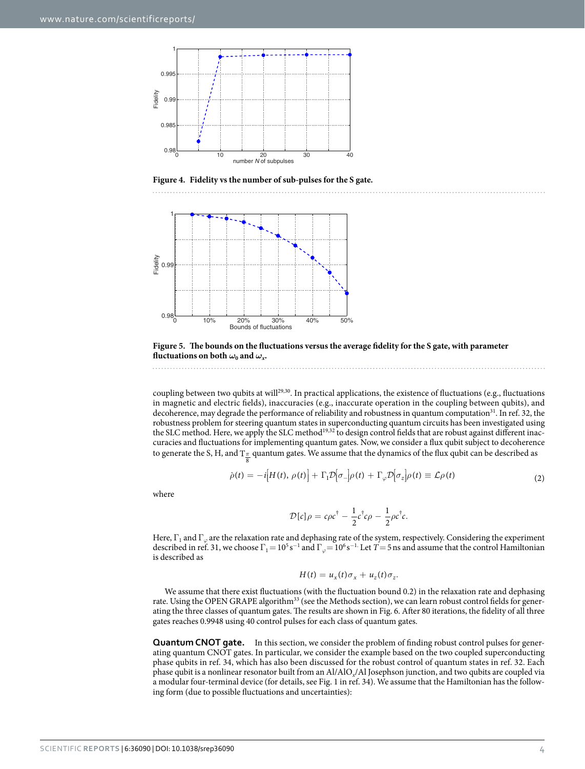Figure 4. Fidelity vs the number of sub-pulses for the S gate.

Figure 5. The bounds on the fluctuations versus the average fidelity for the S gate, with parameter fluctuations on both $\omega_0$ and $\omega_x$.

coupling between two qubits at will[29,30]. In practical applications, the existence of fluctuations (e.g., fluctuations in magnetic and electric fields), inaccuracies (e.g., inaccurate operation in the coupling between qubits), and decoherence, may degrade the performance of reliability and robustness in quantum computation[31]. In ref. 32, the robustness problem for steering quantum states in superconducting quantum circuits has been investigated using the SLC method. Here, we apply the SLC method[19,32] to design control fields that are robust against different inaccuracies and fluctuations for implementing quantum gates. Now, we consider a flux qubit subject to decoherence to generate the S, H, and $T_{\frac{\pi}{8}}$ quantum gates. We assume that the dynamics of the flux qubit can be described as

$$\dot{\rho}(t) = -i\left[H(t),\, \rho(t)\right] + \Gamma_1 \mathcal{D}\left[\sigma_-\right]\rho(t) + \Gamma_\varphi \mathcal{D}\left[\sigma_z\right]\rho(t) \equiv \mathcal{L}\rho(t) \tag{2}$$

where

$$\mathcal{D}[c]\rho = c\rho c^\dagger - \frac{1}{2}c^\dagger c\rho - \frac{1}{2}\rho c^\dagger c.$$

Here, $\Gamma_1$ and $\Gamma_\varphi$ are the relaxation rate and dephasing rate of the system, respectively. Considering the experiment described in ref. 31, we choose $\Gamma_1 = 10^5\, \mathrm{s}^{-1}$ and $\Gamma_\varphi = 10^6\, \mathrm{s}^{-1}$. Let $T = 5$ ns and assume that the control Hamiltonian is described as

$$H(t) = u_x(t)\sigma_x + u_z(t)\sigma_z.$$

We assume that there exist fluctuations (with the fluctuation bound 0.2) in the relaxation rate and dephasing rate. Using the OPEN GRAPE algorithm[33] (see the Methods section), we can learn robust control fields for generating the three classes of quantum gates. The results are shown in Fig. 6. After 80 iterations, the fidelity of all three gates reaches 0.9948 using 40 control pulses for each class of quantum gates.

**Quantum CNOT gate.** In this section, we consider the problem of finding robust control pulses for generating quantum CNOT gates. In particular, we consider the example based on the two coupled superconducting phase qubits in ref. 34, which has also been discussed for the robust control of quantum states in ref. 32. Each phase qubit is a nonlinear resonator built from an Al/Al$O_x$/Al Josephson junction, and two qubits are coupled via a modular four-terminal device (for details, see Fig. 1 in ref. 34). We assume that the Hamiltonian has the following form (due to possible fluctuations and uncertainties):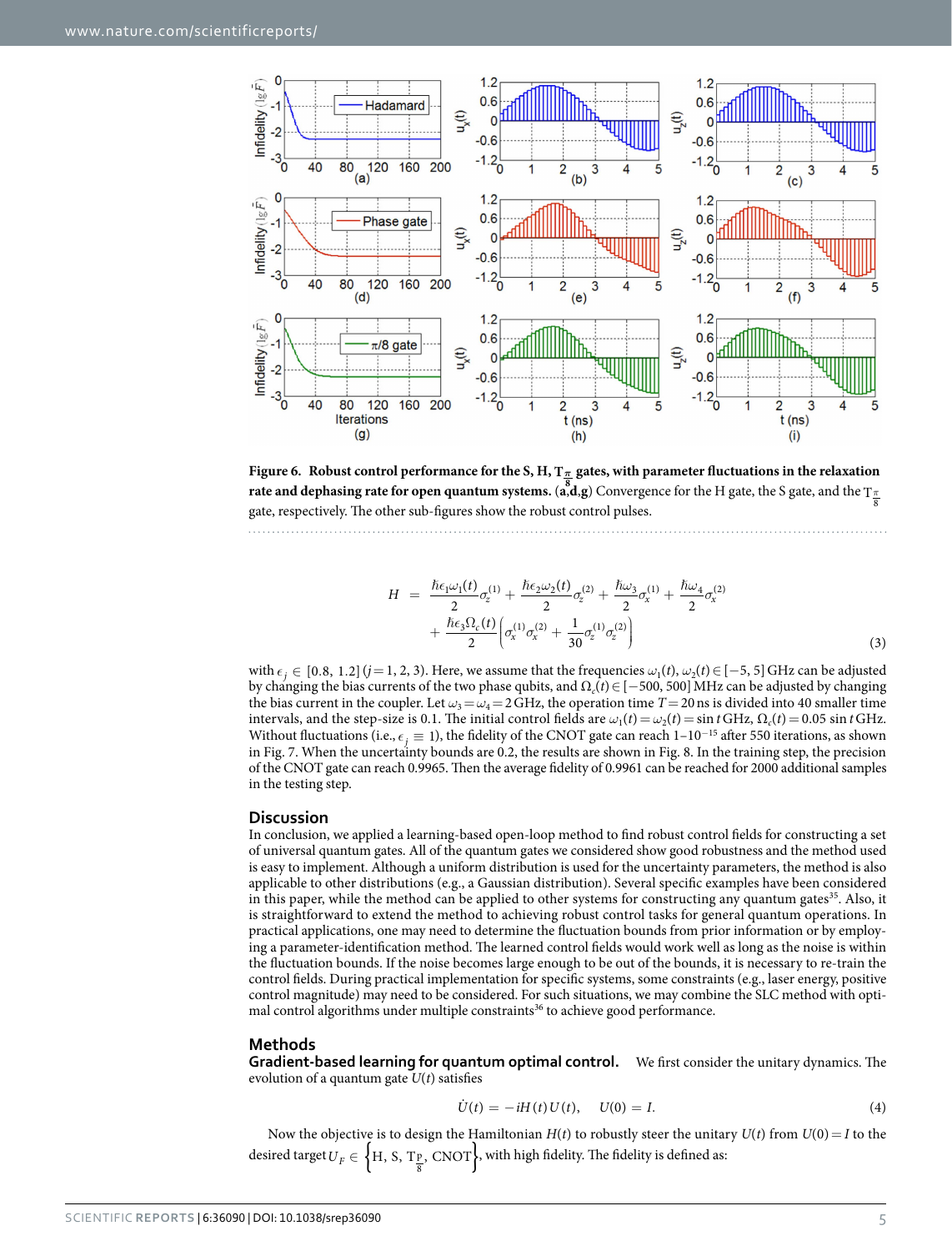**Figure 6. Robust control performance for the S, H, $T_{\frac{\pi}{8}}$ gates, with parameter fluctuations in the relaxation rate and dephasing rate for open quantum systems.** (**a**,**d**,**g**) Convergence for the H gate, the S gate, and the $T_{\frac{\pi}{8}}$ gate, respectively. The other sub-figures show the robust control pulses.

$$
\begin{aligned}
H \; = \; & \frac{\hbar\epsilon_1\omega_1(t)}{2}\sigma_z^{(1)} + \frac{\hbar\epsilon_2\omega_2(t)}{2}\sigma_z^{(2)} + \frac{\hbar\omega_3}{2}\sigma_x^{(1)} + \frac{\hbar\omega_4}{2}\sigma_x^{(2)} \\
& + \frac{\hbar\epsilon_3\Omega_c(t)}{2}\left(\sigma_x^{(1)}\sigma_x^{(2)} + \frac{1}{30}\sigma_z^{(1)}\sigma_z^{(2)}\right)
\end{aligned}
\tag{3}
$$

with $\epsilon_j \in [0.8, 1.2]$ $(j = 1, 2, 3)$. Here, we assume that the frequencies $\omega_1(t), \omega_2(t) \in [-5, 5]$ GHz can be adjusted by changing the bias currents of the two phase qubits, and $\Omega_c(t) \in [-500, 500]$ MHz can be adjusted by changing the bias current in the coupler. Let $\omega_3 = \omega_4 = 2$ GHz, the operation time $T = 20$ ns is divided into 40 smaller time intervals, and the step-size is 0.1. The initial control fields are $\omega_1(t) = \omega_2(t) = \sin t$ GHz, $\Omega_c(t) = 0.05 \sin t$ GHz. Without fluctuations (i.e., $\epsilon_j \equiv 1$), the fidelity of the CNOT gate can reach $1-10^{-15}$ after 550 iterations, as shown in Fig. 7. When the uncertainty bounds are 0.2, the results are shown in Fig. 8. In the training step, the precision of the CNOT gate can reach 0.9965. Then the average fidelity of 0.9961 can be reached for 2000 additional samples in the testing step.

## Discussion

In conclusion, we applied a learning-based open-loop method to find robust control fields for constructing a set of universal quantum gates. All of the quantum gates we considered show good robustness and the method used is easy to implement. Although a uniform distribution is used for the uncertainty parameters, the method is also applicable to other distributions (e.g., a Gaussian distribution). Several specific examples have been considered in this paper, while the method can be applied to other systems for constructing any quantum gates[35]. Also, it is straightforward to extend the method to achieving robust control tasks for general quantum operations. In practical applications, one may need to determine the fluctuation bounds from prior information or by employing a parameter-identification method. The learned control fields would work well as long as the noise is within the fluctuation bounds. If the noise becomes large enough to be out of the bounds, it is necessary to re-train the control fields. During practical implementation for specific systems, some constraints (e.g., laser energy, positive control magnitude) may need to be considered. For such situations, we may combine the SLC method with optimal control algorithms under multiple constraints[36] to achieve good performance.

## Methods

**Gradient-based learning for quantum optimal control.** We first consider the unitary dynamics. The evolution of a quantum gate $U(t)$ satisfies

$$
\dot{U}(t) = -iH(t)U(t), \quad U(0) = I. \tag{4}
$$

Now the objective is to design the Hamiltonian $H(t)$ to robustly steer the unitary $U(t)$ from $U(0) = I$ to the desired target $U_F \in \left\{\text{H, S, } T_{\frac{\pi}{8}}, \text{ CNOT}\right\}$, with high fidelity. The fidelity is defined as: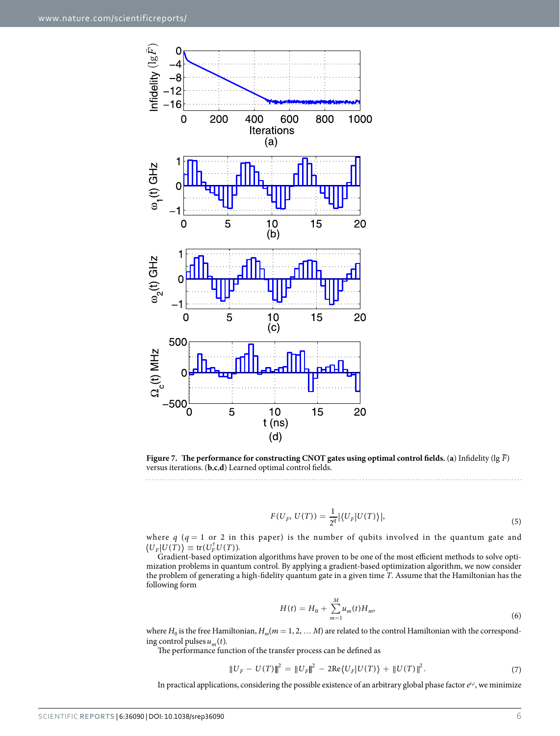**Figure 7. The performance for constructing CNOT gates using optimal control fields.** (**a**) Infidelity ($\lg \bar{F}$) versus iterations. (**b**,**c**,**d**) Learned optimal control fields.

$$F(U_F, U(T)) = \frac{1}{2^q}|\langle U_F | U(T)\rangle|, \tag{5}$$

where $q$ ($q = 1$ or 2 in this paper) is the number of qubits involved in the quantum gate and $\langle U_F | U(T)\rangle \equiv \mathrm{tr}(U_F^\dagger U(T))$.

Gradient-based optimization algorithms have proven to be one of the most efficient methods to solve optimization problems in quantum control. By applying a gradient-based optimization algorithm, we now consider the problem of generating a high-fidelity quantum gate in a given time $T$. Assume that the Hamiltonian has the following form

$$H(t) = H_0 + \sum_{m=1}^{M} u_m(t) H_m, \tag{6}$$

where $H_0$ is the free Hamiltonian, $H_m (m = 1, 2, \ldots M)$ are related to the control Hamiltonian with the corresponding control pulses $u_m(t)$.

The performance function of the transfer process can be defined as

$$\|U_F - U(T)\|^2 = \|U_F\|^2 - 2\mathrm{Re}\langle U_F | U(T)\rangle + \|U(T)\|^2. \tag{7}$$

In practical applications, considering the possible existence of an arbitrary global phase factor $e^{i\varphi}$, we minimize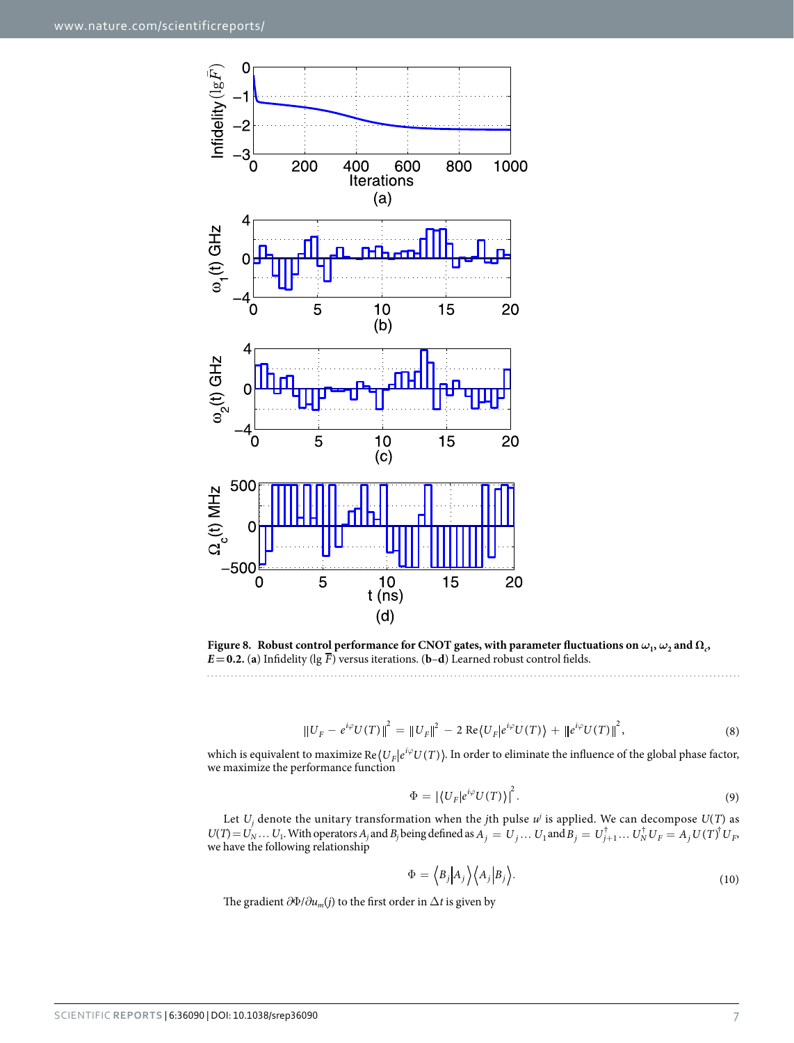**Figure 8. Robust control performance for CNOT gates, with parameter fluctuations on $\omega_1$, $\omega_2$ and $\Omega_c$, $E = 0.2$.** (**a**) Infidelity ($\lg \bar{F}$) versus iterations. (**b–d**) Learned robust control fields.

$$\|U_F - e^{i\varphi}U(T)\|^2 = \|U_F\|^2 - 2\,\mathrm{Re}\langle U_F|e^{i\varphi}U(T)\rangle + \|e^{i\varphi}U(T)\|^2, \tag{8}$$

which is equivalent to maximize $\mathrm{Re}\langle U_F|e^{i\varphi}U(T)\rangle$. In order to eliminate the influence of the global phase factor, we maximize the performance function

$$\Phi = |\langle U_F|e^{i\varphi}U(T)\rangle|^2. \tag{9}$$

Let $U_j$ denote the unitary transformation when the $j$th pulse $u^j$ is applied. We can decompose $U(T)$ as $U(T) = U_N \ldots U_1$. With operators $A_j$ and $B_j$ being defined as $A_j = U_j \ldots U_1$ and $B_j = U_{j+1}^\dagger \ldots U_N^\dagger U_F = A_j U(T)^\dagger U_F$, we have the following relationship

$$\Phi = \langle B_j|A_j\rangle\langle A_j|B_j\rangle. \tag{10}$$

The gradient $\partial\Phi/\partial u_m(j)$ to the first order in $\Delta t$ is given by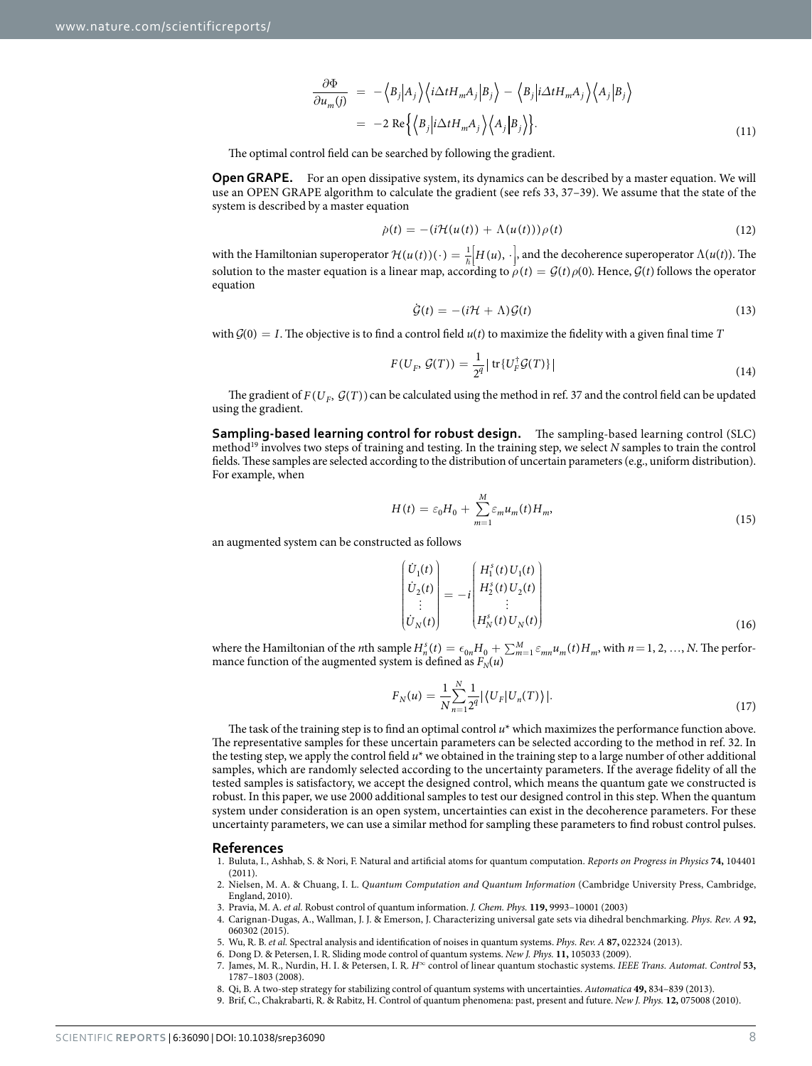$$\frac{\partial \Phi}{\partial u_m(j)} = -\left\langle B_j \middle| A_j \right\rangle \left\langle i\Delta t H_m A_j \middle| B_j \right\rangle - \left\langle B_j \middle| i\Delta t H_m A_j \right\rangle \left\langle A_j \middle| B_j \right\rangle$$
$$= -2 \text{ Re}\left\{ \left\langle B_j \middle| i\Delta t H_m A_j \right\rangle \left\langle A_j \middle| B_j \right\rangle \right\}. \tag{11}$$

The optimal control field can be searched by following the gradient.

**Open GRAPE.** For an open dissipative system, its dynamics can be described by a master equation. We will use an OPEN GRAPE algorithm to calculate the gradient (see refs 33, 37–39). We assume that the state of the system is described by a master equation

$$\dot{\rho}(t) = -(i\mathcal{H}(u(t)) + \Lambda(u(t)))\rho(t) \tag{12}$$

with the Hamiltonian superoperator $\mathcal{H}(u(t))(\cdot) = \frac{1}{\hbar}\left[H(u), \cdot\right]$, and the decoherence superoperator $\Lambda(u(t))$. The solution to the master equation is a linear map, according to $\rho(t) = \mathcal{G}(t)\rho(0)$. Hence, $\mathcal{G}(t)$ follows the operator equation

$$\dot{\mathcal{G}}(t) = -(i\mathcal{H} + \Lambda)\mathcal{G}(t) \tag{13}$$

with $\mathcal{G}(0) = I$. The objective is to find a control field $u(t)$ to maximize the fidelity with a given final time $T$

$$F(U_F, \mathcal{G}(T)) = \frac{1}{2^q}\left| \text{tr}\{U_F^\dagger \mathcal{G}(T)\} \right| \tag{14}$$

The gradient of $F(U_F, \mathcal{G}(T))$ can be calculated using the method in ref. 37 and the control field can be updated using the gradient.

**Sampling-based learning control for robust design.** The sampling-based learning control (SLC) method[19] involves two steps of training and testing. In the training step, we select $N$ samples to train the control fields. These samples are selected according to the distribution of uncertain parameters (e.g., uniform distribution). For example, when

$$H(t) = \varepsilon_0 H_0 + \sum_{m=1}^{M} \varepsilon_m u_m(t) H_m, \tag{15}$$

an augmented system can be constructed as follows

$$\begin{pmatrix} \dot{U}_1(t) \\ \dot{U}_2(t) \\ \vdots \\ \dot{U}_N(t) \end{pmatrix} = -i \begin{pmatrix} H_1^s(t) U_1(t) \\ H_2^s(t) U_2(t) \\ \vdots \\ H_N^s(t) U_N(t) \end{pmatrix} \tag{16}$$

where the Hamiltonian of the $n$th sample $H_n^s(t) = \epsilon_{0n} H_0 + \sum_{m=1}^{M} \varepsilon_{mn} u_m(t) H_m$, with $n = 1, 2, \ldots, N$. The performance function of the augmented system is defined as $F_N(u)$

$$F_N(u) = \frac{1}{N}\sum_{n=1}^{N} \frac{1}{2^q} \left| \left\langle U_F \middle| U_n(T) \right\rangle \right|. \tag{17}$$

The task of the training step is to find an optimal control $u^*$ which maximizes the performance function above. The representative samples for these uncertain parameters can be selected according to the method in ref. 32. In the testing step, we apply the control field $u^*$ we obtained in the training step to a large number of other additional samples, which are randomly selected according to the uncertainty parameters. If the average fidelity of all the tested samples is satisfactory, we accept the designed control, which means the quantum gate we constructed is robust. In this paper, we use 2000 additional samples to test our designed control in this step. When the quantum system under consideration is an open system, uncertainties can exist in the decoherence parameters. For these uncertainty parameters, we can use a similar method for sampling these parameters to find robust control pulses.

## References

1. Buluta, I., Ashhab, S. & Nori, F. Natural and artificial atoms for quantum computation. *Reports on Progress in Physics* **74,** 104401 (2011).
2. Nielsen, M. A. & Chuang, I. L. *Quantum Computation and Quantum Information* (Cambridge University Press, Cambridge, England, 2010).
3. Pravia, M. A. *et al.* Robust control of quantum information. *J. Chem. Phys.* **119,** 9993–10001 (2003)
4. Carignan-Dugas, A., Wallman, J. J. & Emerson, J. Characterizing universal gate sets via dihedral benchmarking. *Phys. Rev. A* **92,** 060302 (2015).
5. Wu, R. B. *et al.* Spectral analysis and identification of noises in quantum systems. *Phys. Rev. A* **87,** 022324 (2013).
6. Dong D. & Petersen, I. R. Sliding mode control of quantum systems. *New J. Phys.* **11,** 105033 (2009).
7. James, M. R., Nurdin, H. I. & Petersen, I. R. $H^\infty$ control of linear quantum stochastic systems. *IEEE Trans. Automat. Control* **53,** 1787–1803 (2008).
8. Qi, B. A two-step strategy for stabilizing control of quantum systems with uncertainties. *Automatica* **49,** 834–839 (2013).
9. Brif, C., Chakrabarti, R. & Rabitz, H. Control of quantum phenomena: past, present and future. *New J. Phys.* **12,** 075008 (2010).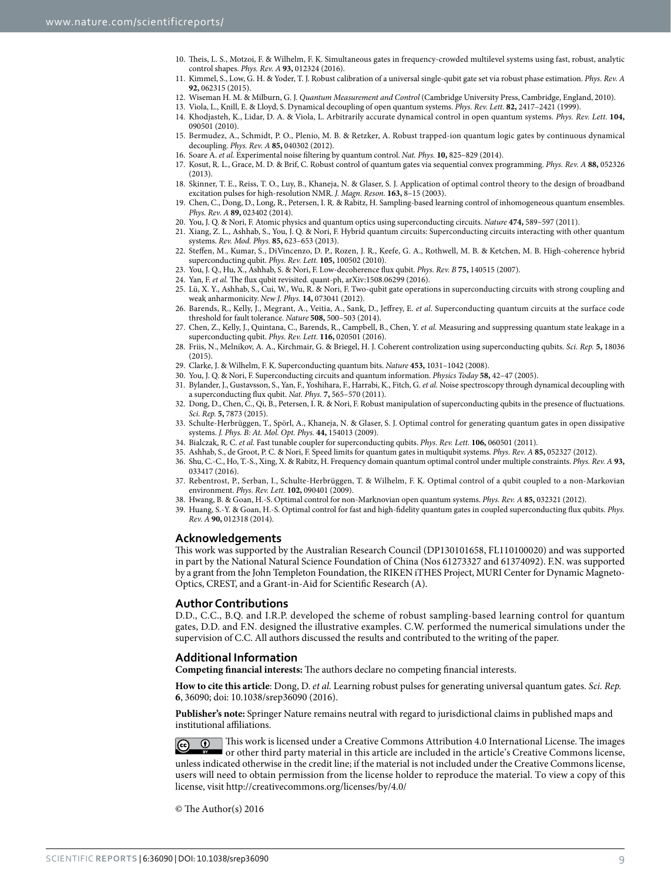10. Theis, L. S., Motzoi, F. & Wilhelm, F. K. Simultaneous gates in frequency-crowded multilevel systems using fast, robust, analytic control shapes. *Phys. Rev. A* **93,** 012324 (2016).
11. Kimmel, S., Low, G. H. & Yoder, T. J. Robust calibration of a universal single-qubit gate set via robust phase estimation. *Phys. Rev. A* **92,** 062315 (2015).
12. Wiseman H. M. & Milburn, G. J. *Quantum Measurement and Control* (Cambridge University Press, Cambridge, England, 2010).
13. Viola, L., Knill, E. & Lloyd, S. Dynamical decoupling of open quantum systems. *Phys. Rev. Lett.* **82,** 2417–2421 (1999).
14. Khodjasteh, K., Lidar, D. A. & Viola, L. Arbitrarily accurate dynamical control in open quantum systems. *Phys. Rev. Lett.* **104,** 090501 (2010).
15. Bermudez, A., Schmidt, P. O., Plenio, M. B. & Retzker, A. Robust trapped-ion quantum logic gates by continuous dynamical decoupling. *Phys. Rev. A* **85,** 040302 (2012).
16. Soare A. *et al.* Experimental noise filtering by quantum control. *Nat. Phys.* **10,** 825–829 (2014).
17. Kosut, R. L., Grace, M. D. & Brif, C. Robust control of quantum gates via sequential convex programming. *Phys. Rev. A* **88,** 052326 (2013).
18. Skinner, T. E., Reiss, T. O., Luy, B., Khaneja, N. & Glaser, S. J. Application of optimal control theory to the design of broadband excitation pulses for high-resolution NMR. *J. Magn. Reson.* **163,** 8–15 (2003).
19. Chen, C., Dong, D., Long, R., Petersen, I. R. & Rabitz, H. Sampling-based learning control of inhomogeneous quantum ensembles. *Phys. Rev. A* **89,** 023402 (2014).
20. You, J. Q. & Nori, F. Atomic physics and quantum optics using superconducting circuits. *Nature* **474,** 589–597 (2011).
21. Xiang, Z. L., Ashhab, S., You, J. Q. & Nori, F. Hybrid quantum circuits: Superconducting circuits interacting with other quantum systems. *Rev. Mod. Phys.* **85,** 623–653 (2013).
22. Steffen, M., Kumar, S., DiVincenzo, D. P., Rozen, J. R., Keefe, G. A., Rothwell, M. B. & Ketchen, M. B. High-coherence hybrid superconducting qubit. *Phys. Rev. Lett.* **105,** 100502 (2010).
23. You, J. Q., Hu, X., Ashhab, S. & Nori, F. Low-decoherence flux qubit. *Phys. Rev. B* **75,** 140515 (2007).
24. Yan, F. *et al.* The flux qubit revisited. quant-ph, arXiv:1508.06299 (2016).
25. Lü, X. Y., Ashhab, S., Cui, W., Wu, R. & Nori, F. Two-qubit gate operations in superconducting circuits with strong coupling and weak anharmonicity. *New J. Phys.* **14,** 073041 (2012).
26. Barends, R., Kelly, J., Megrant, A., Veitia, A., Sank, D., Jeffrey, E. *et al.* Superconducting quantum circuits at the surface code threshold for fault tolerance. *Nature* **508,** 500–503 (2014).
27. Chen, Z., Kelly, J., Quintana, C., Barends, R., Campbell, B., Chen, Y. *et al.* Measuring and suppressing quantum state leakage in a superconducting qubit. *Phys. Rev. Lett.* **116,** 020501 (2016).
28. Friis, N., Melnikov, A. A., Kirchmair, G. & Briegel, H. J. Coherent controlization using superconducting qubits. *Sci. Rep.* **5,** 18036 (2015).
29. Clarke, J. & Wilhelm, F. K. Superconducting quantum bits. *Nature* **453,** 1031–1042 (2008).
30. You, J. Q. & Nori, F. Superconducting circuits and quantum information. *Physics Today* **58,** 42–47 (2005).
31. Bylander, J., Gustavsson, S., Yan, F., Yoshihara, F., Harrabi, K., Fitch, G. *et al.* Noise spectroscopy through dynamical decoupling with a superconducting flux qubit. *Nat. Phys.* **7,** 565–570 (2011).
32. Dong, D., Chen, C., Qi, B., Petersen, I. R. & Nori, F. Robust manipulation of superconducting qubits in the presence of fluctuations. *Sci. Rep.* **5,** 7873 (2015).
33. Schulte-Herbrüggen, T., Spörl, A., Khaneja, N. & Glaser, S. J. Optimal control for generating quantum gates in open dissipative systems. *J. Phys. B: At. Mol. Opt. Phys.* **44,** 154013 (2009).
34. Bialczak, R. C. *et al.* Fast tunable coupler for superconducting qubits. *Phys. Rev. Lett.* **106,** 060501 (2011).
35. Ashhab, S., de Groot, P. C. & Nori, F. Speed limits for quantum gates in multiqubit systems. *Phys. Rev. A* **85,** 052327 (2012).
36. Shu, C.-C., Ho, T.-S., Xing, X. & Rabitz, H. Frequency domain quantum optimal control under multiple constraints. *Phys. Rev. A* **93,** 033417 (2016).
37. Rebentrost, P., Serban, I., Schulte-Herbrüggen, T. & Wilhelm, F. K. Optimal control of a qubit coupled to a non-Markovian environment. *Phys. Rev. Lett.* **102,** 090401 (2009).
38. Hwang, B. & Goan, H.-S. Optimal control for non-Marknovian open quantum systems. *Phys. Rev. A* **85,** 032321 (2012).
39. Huang, S.-Y. & Goan, H.-S. Optimal control for fast and high-fidelity quantum gates in coupled superconducting flux qubits. *Phys. Rev. A* **90,** 012318 (2014).

## Acknowledgements

This work was supported by the Australian Research Council (DP130101658, FL110100020) and was supported in part by the National Natural Science Foundation of China (Nos 61273327 and 61374092). F.N. was supported by a grant from the John Templeton Foundation, the RIKEN iTHES Project, MURI Center for Dynamic Magneto-Optics, CREST, and a Grant-in-Aid for Scientific Research (A).

## Author Contributions

D.D., C.C., B.Q. and I.R.P. developed the scheme of robust sampling-based learning control for quantum gates, D.D. and F.N. designed the illustrative examples. C.W. performed the numerical simulations under the supervision of C.C. All authors discussed the results and contributed to the writing of the paper.

## Additional Information

**Competing financial interests:** The authors declare no competing financial interests.

**How to cite this article**: Dong, D. *et al.* Learning robust pulses for generating universal quantum gates. *Sci. Rep.* **6**, 36090; doi: 10.1038/srep36090 (2016).

**Publisher's note:** Springer Nature remains neutral with regard to jurisdictional claims in published maps and institutional affiliations.

This work is licensed under a Creative Commons Attribution 4.0 International License. The images or other third party material in this article are included in the article's Creative Commons license, unless indicated otherwise in the credit line; if the material is not included under the Creative Commons license, users will need to obtain permission from the license holder to reproduce the material. To view a copy of this license, visit http://creativecommons.org/licenses/by/4.0/

© The Author(s) 2016